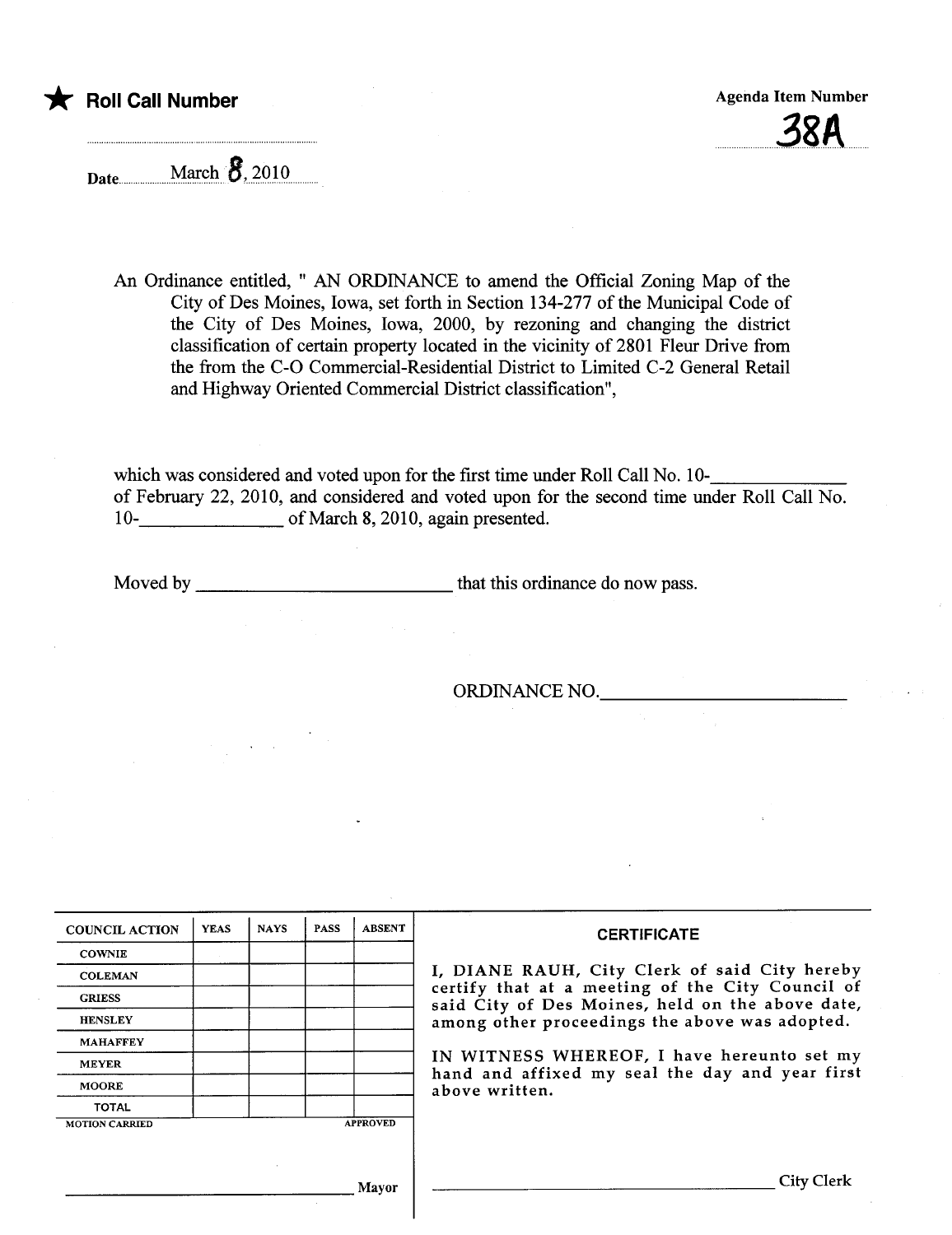★ **Roll Call Number**

Agenda Item Number

**38A**

Date March 8, 2010

An Ordinance entitled, " AN ORDINANCE to amend the Official Zoning Map of the City of Des Moines, Iowa, set forth in Section 134-277 of the Municipal Code of the City of Des Moines, Iowa, 2000, by rezoning and changing the district classification of certain property located in the vicinity of 2801 Fleur Drive from the from the C-O Commercial-Residential District to Limited C-2 General Retail and Highway Oriented Commercial District classification",

which was considered and voted upon for the first time under Roll Call No. 10-_____________ of February 22, 2010, and considered and voted upon for the second time under Roll Call No. 10-_______________ of March 8, 2010, again presented.

Moved by ___________________________ that this ordinance do now pass.

ORDINANCE NO.________________________

| COUNCIL ACTION | YEAS | NAYS | PASS | ABSENT |
|---|---|---|---|---|
| COWNIE | | | | |
| COLEMAN | | | | |
| GRIESS | | | | |
| HENSLEY | | | | |
| MAHAFFEY | | | | |
| MEYER | | | | |
| MOORE | | | | |
| TOTAL | | | | |

MOTION CARRIED APPROVED

______________________________ Mayor

**CERTIFICATE**

I, DIANE RAUH, City Clerk of said City hereby certify that at a meeting of the City Council of said City of Des Moines, held on the above date, among other proceedings the above was adopted.

IN WITNESS WHEREOF, I have hereunto set my hand and affixed my seal the day and year first above written.

______________________________ City Clerk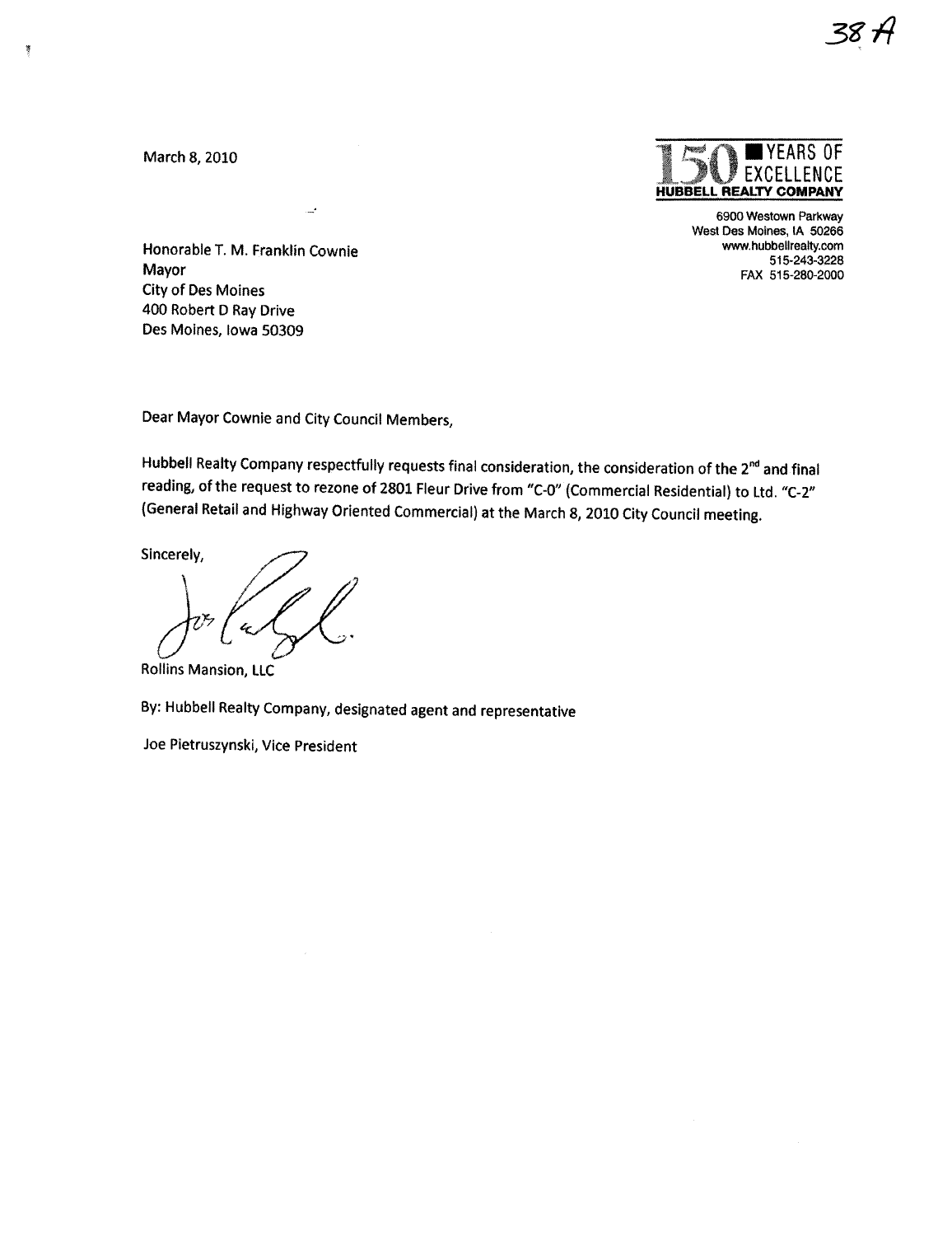38 A

March 8, 2010

150 YEARS OF EXCELLENCE
HUBBELL REALTY COMPANY

6900 Westown Parkway
West Des Moines, IA 50266
www.hubbellrealty.com
515-243-3228
FAX 515-280-2000

Honorable T. M. Franklin Cownie
Mayor
City of Des Moines
400 Robert D Ray Drive
Des Moines, Iowa 50309

Dear Mayor Cownie and City Council Members,

Hubbell Realty Company respectfully requests final consideration, the consideration of the 2nd and final reading, of the request to rezone of 2801 Fleur Drive from "C-0" (Commercial Residential) to Ltd. "C-2" (General Retail and Highway Oriented Commercial) at the March 8, 2010 City Council meeting.

Sincerely,

Rollins Mansion, LLC

By: Hubbell Realty Company, designated agent and representative

Joe Pietruszynski, Vice President